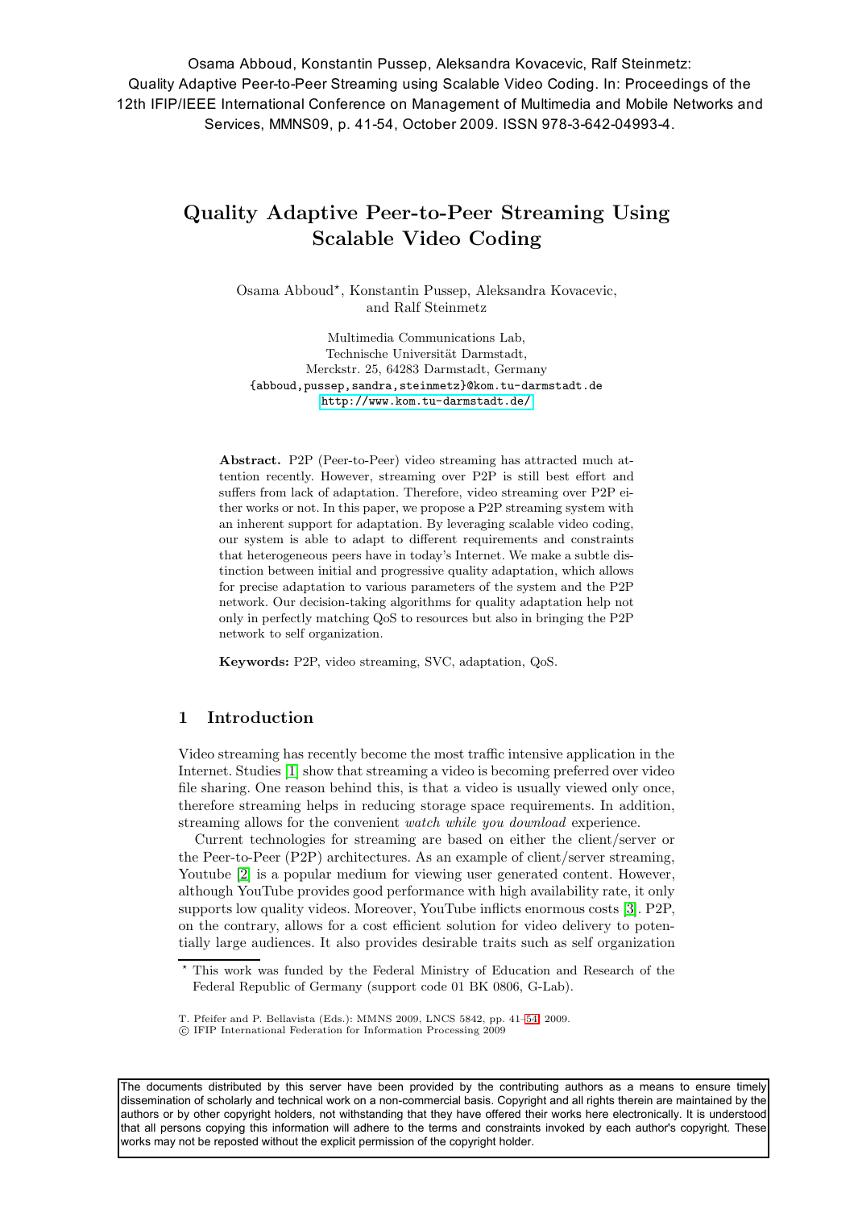Osama Abboud, Konstantin Pussep, Aleksandra Kovacevic, Ralf Steinmetz: Quality Adaptive Peer-to-Peer Streaming using Scalable Video Coding. In: Proceedings of the 12th IFIP/IEEE International Conference on Management of Multimedia and Mobile Networks and Services, MMNS09, p. 41-54, October 2009. ISSN 978-3-642-04993-4.

# Quality Adaptive Peer-to-Peer Streaming Using Scalable Video Coding

Osama Abboud*, Konstantin Pussep, Aleksandra Kovacevic, and Ralf Steinmetz

Multimedia Communications Lab,
Technische Universität Darmstadt,
Merckstr. 25, 64283 Darmstadt, Germany
{abboud,pussep,sandra,steinmetz}@kom.tu-darmstadt.de
http://www.kom.tu-darmstadt.de/

**Abstract.** P2P (Peer-to-Peer) video streaming has attracted much attention recently. However, streaming over P2P is still best effort and suffers from lack of adaptation. Therefore, video streaming over P2P either works or not. In this paper, we propose a P2P streaming system with an inherent support for adaptation. By leveraging scalable video coding, our system is able to adapt to different requirements and constraints that heterogeneous peers have in today's Internet. We make a subtle distinction between initial and progressive quality adaptation, which allows for precise adaptation to various parameters of the system and the P2P network. Our decision-taking algorithms for quality adaptation help not only in perfectly matching QoS to resources but also in bringing the P2P network to self organization.

**Keywords:** P2P, video streaming, SVC, adaptation, QoS.

## 1 Introduction

Video streaming has recently become the most traffic intensive application in the Internet. Studies [1] show that streaming a video is becoming preferred over video file sharing. One reason behind this, is that a video is usually viewed only once, therefore streaming helps in reducing storage space requirements. In addition, streaming allows for the convenient *watch while you download* experience.

Current technologies for streaming are based on either the client/server or the Peer-to-Peer (P2P) architectures. As an example of client/server streaming, Youtube [2] is a popular medium for viewing user generated content. However, although YouTube provides good performance with high availability rate, it only supports low quality videos. Moreover, YouTube inflicts enormous costs [3]. P2P, on the contrary, allows for a cost efficient solution for video delivery to potentially large audiences. It also provides desirable traits such as self organization

* This work was funded by the Federal Ministry of Education and Research of the Federal Republic of Germany (support code 01 BK 0806, G-Lab).

T. Pfeifer and P. Bellavista (Eds.): MMNS 2009, LNCS 5842, pp. 41–54, 2009.
© IFIP International Federation for Information Processing 2009

The documents distributed by this server have been provided by the contributing authors as a means to ensure timely dissemination of scholarly and technical work on a non-commercial basis. Copyright and all rights therein are maintained by the authors or by other copyright holders, not withstanding that they have offered their works here electronically. It is understood that all persons copying this information will adhere to the terms and constraints invoked by each author's copyright. These works may not be reposted without the explicit permission of the copyright holder.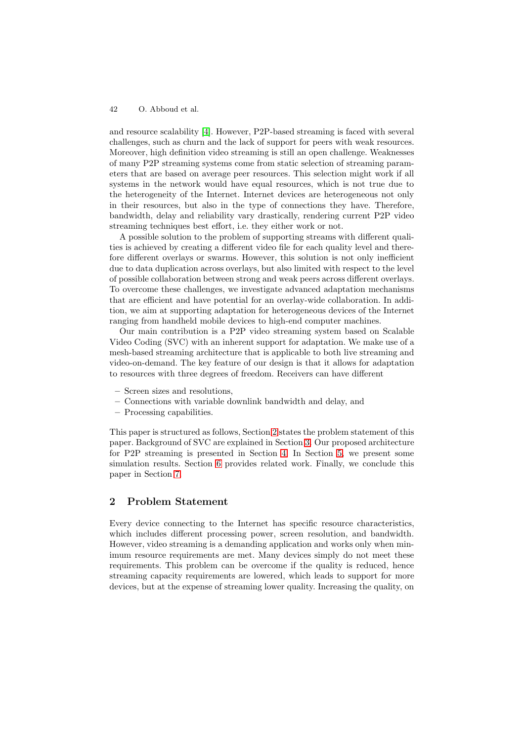and resource scalability [4]. However, P2P-based streaming is faced with several challenges, such as churn and the lack of support for peers with weak resources. Moreover, high definition video streaming is still an open challenge. Weaknesses of many P2P streaming systems come from static selection of streaming parameters that are based on average peer resources. This selection might work if all systems in the network would have equal resources, which is not true due to the heterogeneity of the Internet. Internet devices are heterogeneous not only in their resources, but also in the type of connections they have. Therefore, bandwidth, delay and reliability vary drastically, rendering current P2P video streaming techniques best effort, i.e. they either work or not.

A possible solution to the problem of supporting streams with different qualities is achieved by creating a different video file for each quality level and therefore different overlays or swarms. However, this solution is not only inefficient due to data duplication across overlays, but also limited with respect to the level of possible collaboration between strong and weak peers across different overlays. To overcome these challenges, we investigate advanced adaptation mechanisms that are efficient and have potential for an overlay-wide collaboration. In addition, we aim at supporting adaptation for heterogeneous devices of the Internet ranging from handheld mobile devices to high-end computer machines.

Our main contribution is a P2P video streaming system based on Scalable Video Coding (SVC) with an inherent support for adaptation. We make use of a mesh-based streaming architecture that is applicable to both live streaming and video-on-demand. The key feature of our design is that it allows for adaptation to resources with three degrees of freedom. Receivers can have different

- Screen sizes and resolutions,
- Connections with variable downlink bandwidth and delay, and
- Processing capabilities.

This paper is structured as follows, Section 2 states the problem statement of this paper. Background of SVC are explained in Section 3. Our proposed architecture for P2P streaming is presented in Section 4. In Section 5, we present some simulation results. Section 6 provides related work. Finally, we conclude this paper in Section 7.

## 2 Problem Statement

Every device connecting to the Internet has specific resource characteristics, which includes different processing power, screen resolution, and bandwidth. However, video streaming is a demanding application and works only when minimum resource requirements are met. Many devices simply do not meet these requirements. This problem can be overcome if the quality is reduced, hence streaming capacity requirements are lowered, which leads to support for more devices, but at the expense of streaming lower quality. Increasing the quality, on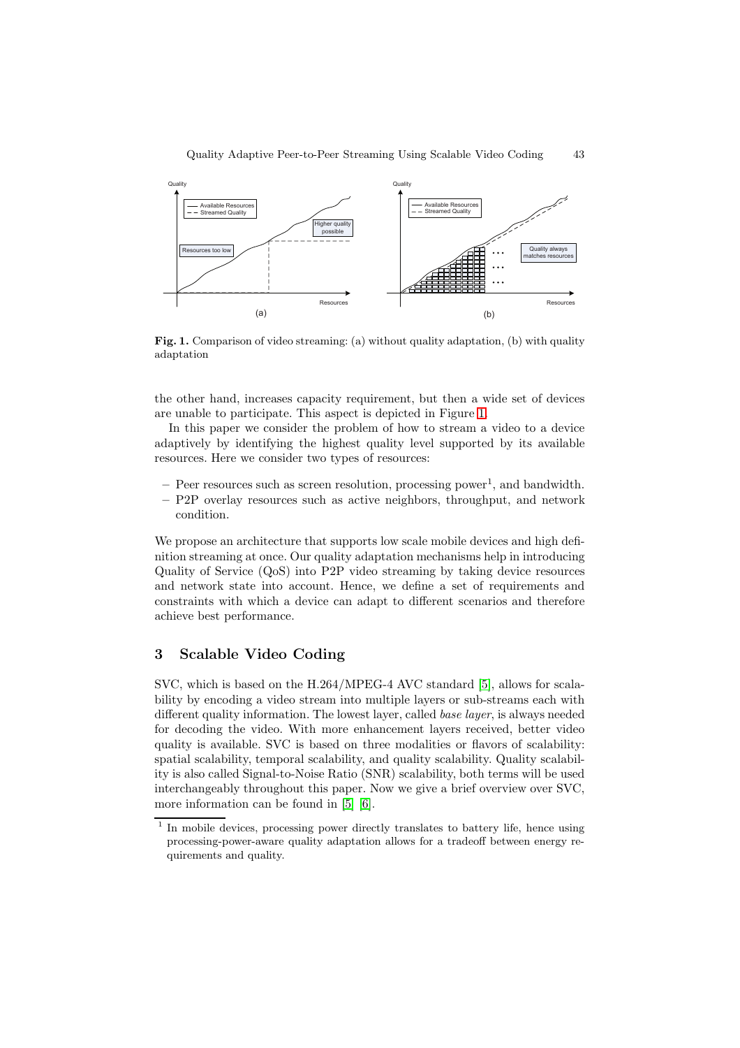**Fig. 1.** Comparison of video streaming: (a) without quality adaptation, (b) with quality adaptation

the other hand, increases capacity requirement, but then a wide set of devices are unable to participate. This aspect is depicted in Figure 1.

In this paper we consider the problem of how to stream a video to a device adaptively by identifying the highest quality level supported by its available resources. Here we consider two types of resources:

- Peer resources such as screen resolution, processing power[1], and bandwidth.
- P2P overlay resources such as active neighbors, throughput, and network condition.

We propose an architecture that supports low scale mobile devices and high definition streaming at once. Our quality adaptation mechanisms help in introducing Quality of Service (QoS) into P2P video streaming by taking device resources and network state into account. Hence, we define a set of requirements and constraints with which a device can adapt to different scenarios and therefore achieve best performance.

## 3 Scalable Video Coding

SVC, which is based on the H.264/MPEG-4 AVC standard [5], allows for scalability by encoding a video stream into multiple layers or sub-streams each with different quality information. The lowest layer, called *base layer*, is always needed for decoding the video. With more enhancement layers received, better video quality is available. SVC is based on three modalities or flavors of scalability: spatial scalability, temporal scalability, and quality scalability. Quality scalability is also called Signal-to-Noise Ratio (SNR) scalability, both terms will be used interchangeably throughout this paper. Now we give a brief overview over SVC, more information can be found in [5] [6].

[1] In mobile devices, processing power directly translates to battery life, hence using processing-power-aware quality adaptation allows for a tradeoff between energy requirements and quality.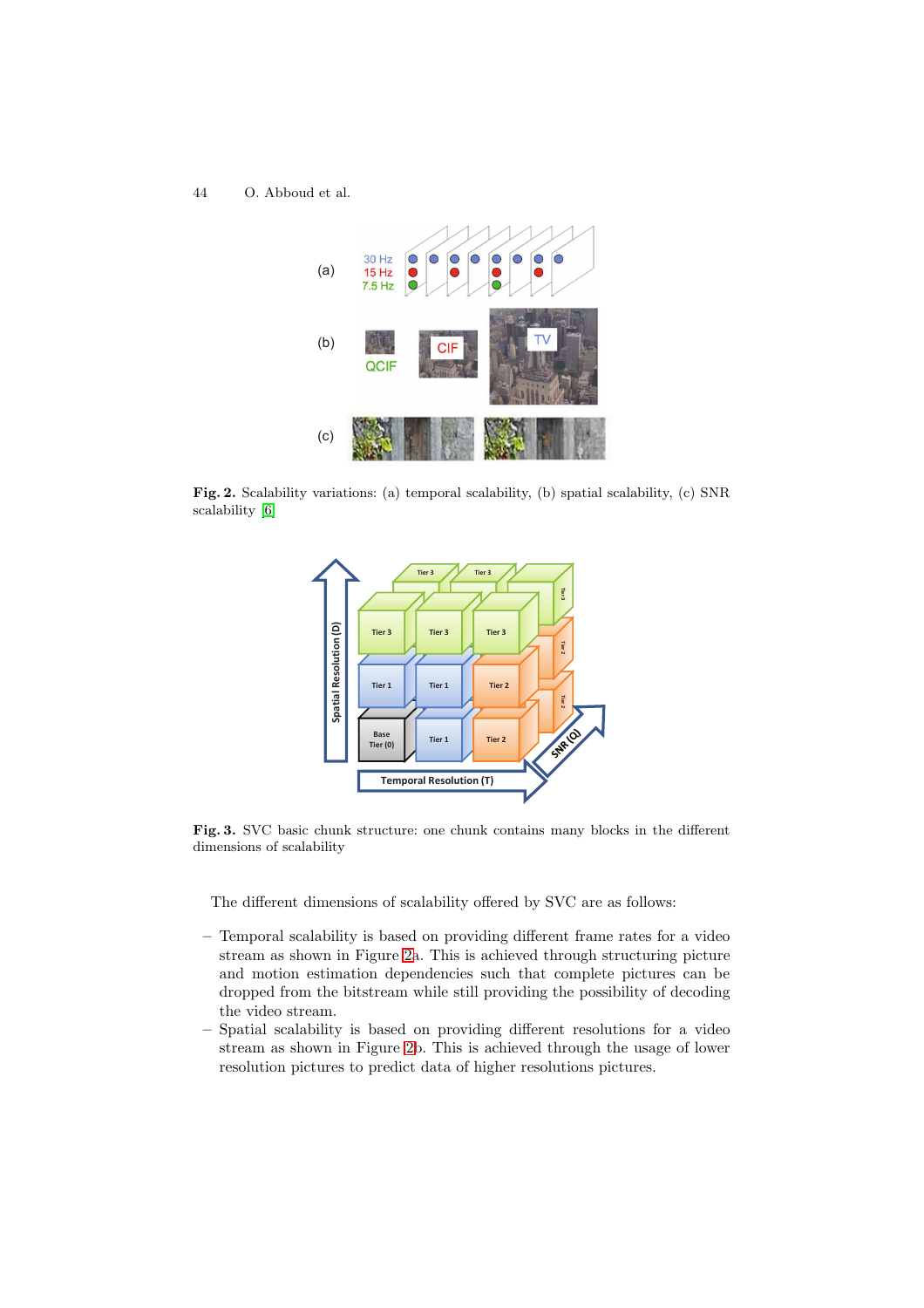**Fig. 2.** Scalability variations: (a) temporal scalability, (b) spatial scalability, (c) SNR scalability [6]

**Fig. 3.** SVC basic chunk structure: one chunk contains many blocks in the different dimensions of scalability

The different dimensions of scalability offered by SVC are as follows:

- Temporal scalability is based on providing different frame rates for a video stream as shown in Figure 2a. This is achieved through structuring picture and motion estimation dependencies such that complete pictures can be dropped from the bitstream while still providing the possibility of decoding the video stream.
- Spatial scalability is based on providing different resolutions for a video stream as shown in Figure 2b. This is achieved through the usage of lower resolution pictures to predict data of higher resolutions pictures.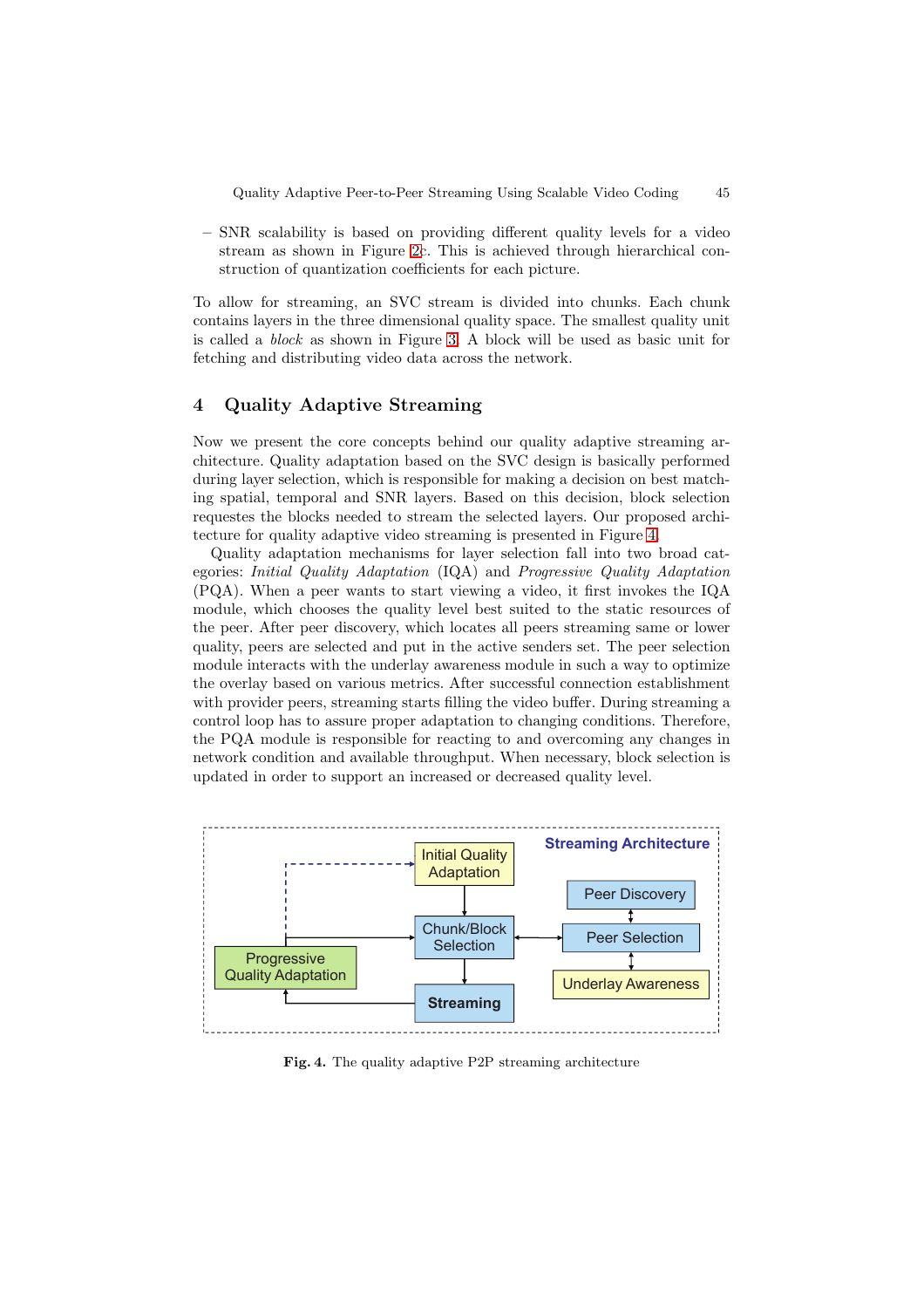– SNR scalability is based on providing different quality levels for a video stream as shown in Figure 2c. This is achieved through hierarchical construction of quantization coefficients for each picture.

To allow for streaming, an SVC stream is divided into chunks. Each chunk contains layers in the three dimensional quality space. The smallest quality unit is called a *block* as shown in Figure 3. A block will be used as basic unit for fetching and distributing video data across the network.

## 4 Quality Adaptive Streaming

Now we present the core concepts behind our quality adaptive streaming architecture. Quality adaptation based on the SVC design is basically performed during layer selection, which is responsible for making a decision on best matching spatial, temporal and SNR layers. Based on this decision, block selection requestes the blocks needed to stream the selected layers. Our proposed architecture for quality adaptive video streaming is presented in Figure 4.

Quality adaptation mechanisms for layer selection fall into two broad categories: *Initial Quality Adaptation* (IQA) and *Progressive Quality Adaptation* (PQA). When a peer wants to start viewing a video, it first invokes the IQA module, which chooses the quality level best suited to the static resources of the peer. After peer discovery, which locates all peers streaming same or lower quality, peers are selected and put in the active senders set. The peer selection module interacts with the underlay awareness module in such a way to optimize the overlay based on various metrics. After successful connection establishment with provider peers, streaming starts filling the video buffer. During streaming a control loop has to assure proper adaptation to changing conditions. Therefore, the PQA module is responsible for reacting to and overcoming any changes in network condition and available throughput. When necessary, block selection is updated in order to support an increased or decreased quality level.

Streaming Architecture

Initial Quality Adaptation

Peer Discovery

Chunk/Block Selection

Peer Selection

Progressive Quality Adaptation

Underlay Awareness

Streaming

**Fig. 4.** The quality adaptive P2P streaming architecture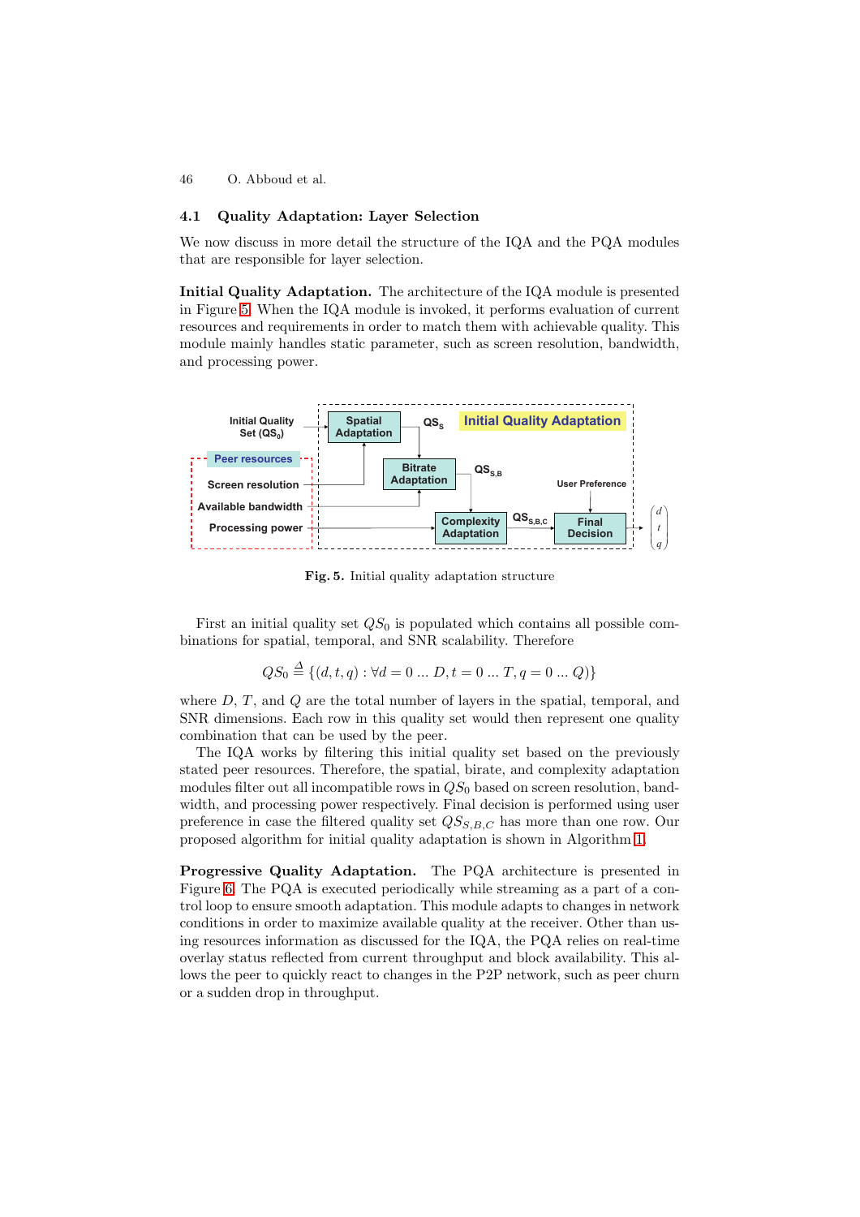### 4.1 Quality Adaptation: Layer Selection

We now discuss in more detail the structure of the IQA and the PQA modules that are responsible for layer selection.

**Initial Quality Adaptation.** The architecture of the IQA module is presented in Figure 5. When the IQA module is invoked, it performs evaluation of current resources and requirements in order to match them with achievable quality. This module mainly handles static parameter, such as screen resolution, bandwidth, and processing power.

**Fig. 5.** Initial quality adaptation structure

First an initial quality set $QS_0$ is populated which contains all possible combinations for spatial, temporal, and SNR scalability. Therefore

$$QS_0 \triangleq \{(d,t,q) : \forall d = 0 \ldots D, t = 0 \ldots T, q = 0 \ldots Q)\}$$

where $D$, $T$, and $Q$ are the total number of layers in the spatial, temporal, and SNR dimensions. Each row in this quality set would then represent one quality combination that can be used by the peer.

The IQA works by filtering this initial quality set based on the previously stated peer resources. Therefore, the spatial, birate, and complexity adaptation modules filter out all incompatible rows in $QS_0$ based on screen resolution, bandwidth, and processing power respectively. Final decision is performed using user preference in case the filtered quality set $QS_{S,B,C}$ has more than one row. Our proposed algorithm for initial quality adaptation is shown in Algorithm 1.

**Progressive Quality Adaptation.** The PQA architecture is presented in Figure 6. The PQA is executed periodically while streaming as a part of a control loop to ensure smooth adaptation. This module adapts to changes in network conditions in order to maximize available quality at the receiver. Other than using resources information as discussed for the IQA, the PQA relies on real-time overlay status reflected from current throughput and block availability. This allows the peer to quickly react to changes in the P2P network, such as peer churn or a sudden drop in throughput.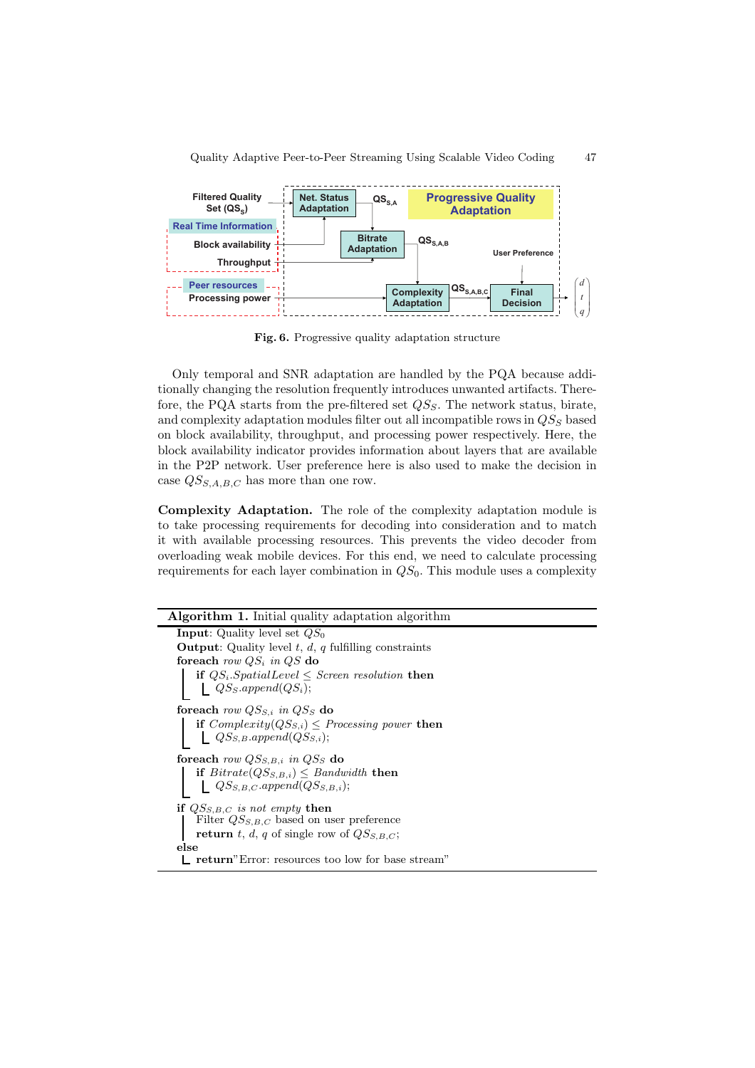**Fig. 6.** Progressive quality adaptation structure

Only temporal and SNR adaptation are handled by the PQA because additionally changing the resolution frequently introduces unwanted artifacts. Therefore, the PQA starts from the pre-filtered set $QS_S$. The network status, birate, and complexity adaptation modules filter out all incompatible rows in $QS_S$ based on block availability, throughput, and processing power respectively. Here, the block availability indicator provides information about layers that are available in the P2P network. User preference here is also used to make the decision in case $QS_{S,A,B,C}$ has more than one row.

**Complexity Adaptation.** The role of the complexity adaptation module is to take processing requirements for decoding into consideration and to match it with available processing resources. This prevents the video decoder from overloading weak mobile devices. For this end, we need to calculate processing requirements for each layer combination in $QS_0$. This module uses a complexity

---

**Algorithm 1.** Initial quality adaptation algorithm

---

**Input**: Quality level set $QS_0$
**Output**: Quality level $t$, $d$, $q$ fulfilling constraints
**foreach** *row* $QS_i$ *in* $QS$ **do**
  **if** $QS_i.SpatialLevel \leq$ *Screen resolution* **then**
    $QS_S.append(QS_i)$;

**foreach** *row* $QS_{S,i}$ *in* $QS_S$ **do**
  **if** $Complexity(QS_{S,i}) \leq$ *Processing power* **then**
    $QS_{S,B}.append(QS_{S,i})$;

**foreach** *row* $QS_{S,B,i}$ *in* $QS_S$ **do**
  **if** $Bitrate(QS_{S,B,i}) \leq$ *Bandwidth* **then**
    $QS_{S,B,C}.append(QS_{S,B,i})$;

**if** $QS_{S,B,C}$ *is not empty* **then**
  Filter $QS_{S,B,C}$ based on user preference
  **return** $t$, $d$, $q$ of single row of $QS_{S,B,C}$;
**else**
  **return**"Error: resources too low for base stream"

---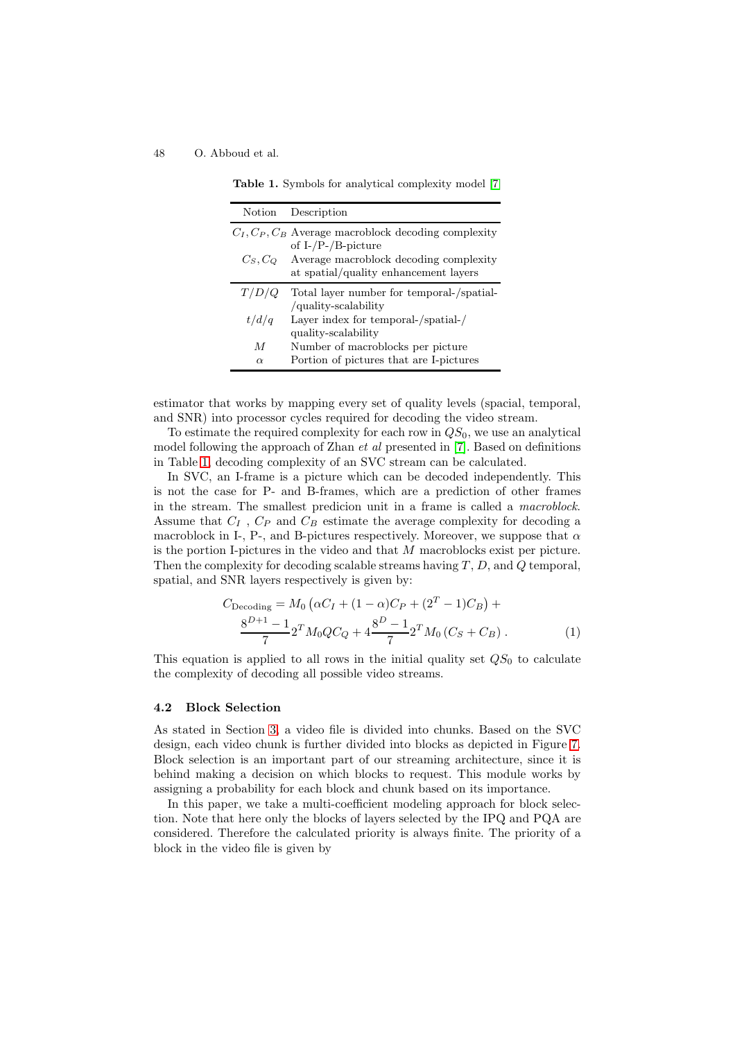**Table 1.** Symbols for analytical complexity model [7]

| Notion | Description |
|---|---|
| $C_I, C_P, C_B$ | Average macroblock decoding complexity of I-/P-/B-picture |
| $C_S, C_Q$ | Average macroblock decoding complexity at spatial/quality enhancement layers |
| $T/D/Q$ | Total layer number for temporal-/spatial-/quality-scalability |
| $t/d/q$ | Layer index for temporal-/spatial-/quality-scalability |
| $M$ | Number of macroblocks per picture |
| $\alpha$ | Portion of pictures that are I-pictures |

estimator that works by mapping every set of quality levels (spacial, temporal, and SNR) into processor cycles required for decoding the video stream.

To estimate the required complexity for each row in $QS_0$, we use an analytical model following the approach of Zhan *et al* presented in [7]. Based on definitions in Table 1, decoding complexity of an SVC stream can be calculated.

In SVC, an I-frame is a picture which can be decoded independently. This is not the case for P- and B-frames, which are a prediction of other frames in the stream. The smallest predicion unit in a frame is called a *macroblock*. Assume that $C_I$ , $C_P$ and $C_B$ estimate the average complexity for decoding a macroblock in I-, P-, and B-pictures respectively. Moreover, we suppose that $\alpha$ is the portion I-pictures in the video and that $M$ macroblocks exist per picture. Then the complexity for decoding scalable streams having $T$, $D$, and $Q$ temporal, spatial, and SNR layers respectively is given by:

$$C_{\text{Decoding}} = M_0 \left(\alpha C_I + (1-\alpha)C_P + (2^T - 1)C_B\right) + \frac{8^{D+1}-1}{7} 2^T M_0 Q C_Q + 4\frac{8^D - 1}{7} 2^T M_0 \left(C_S + C_B\right) . \quad (1)$$

This equation is applied to all rows in the initial quality set $QS_0$ to calculate the complexity of decoding all possible video streams.

### 4.2 Block Selection

As stated in Section 3, a video file is divided into chunks. Based on the SVC design, each video chunk is further divided into blocks as depicted in Figure 7. Block selection is an important part of our streaming architecture, since it is behind making a decision on which blocks to request. This module works by assigning a probability for each block and chunk based on its importance.

In this paper, we take a multi-coefficient modeling approach for block selection. Note that here only the blocks of layers selected by the IPQ and PQA are considered. Therefore the calculated priority is always finite. The priority of a block in the video file is given by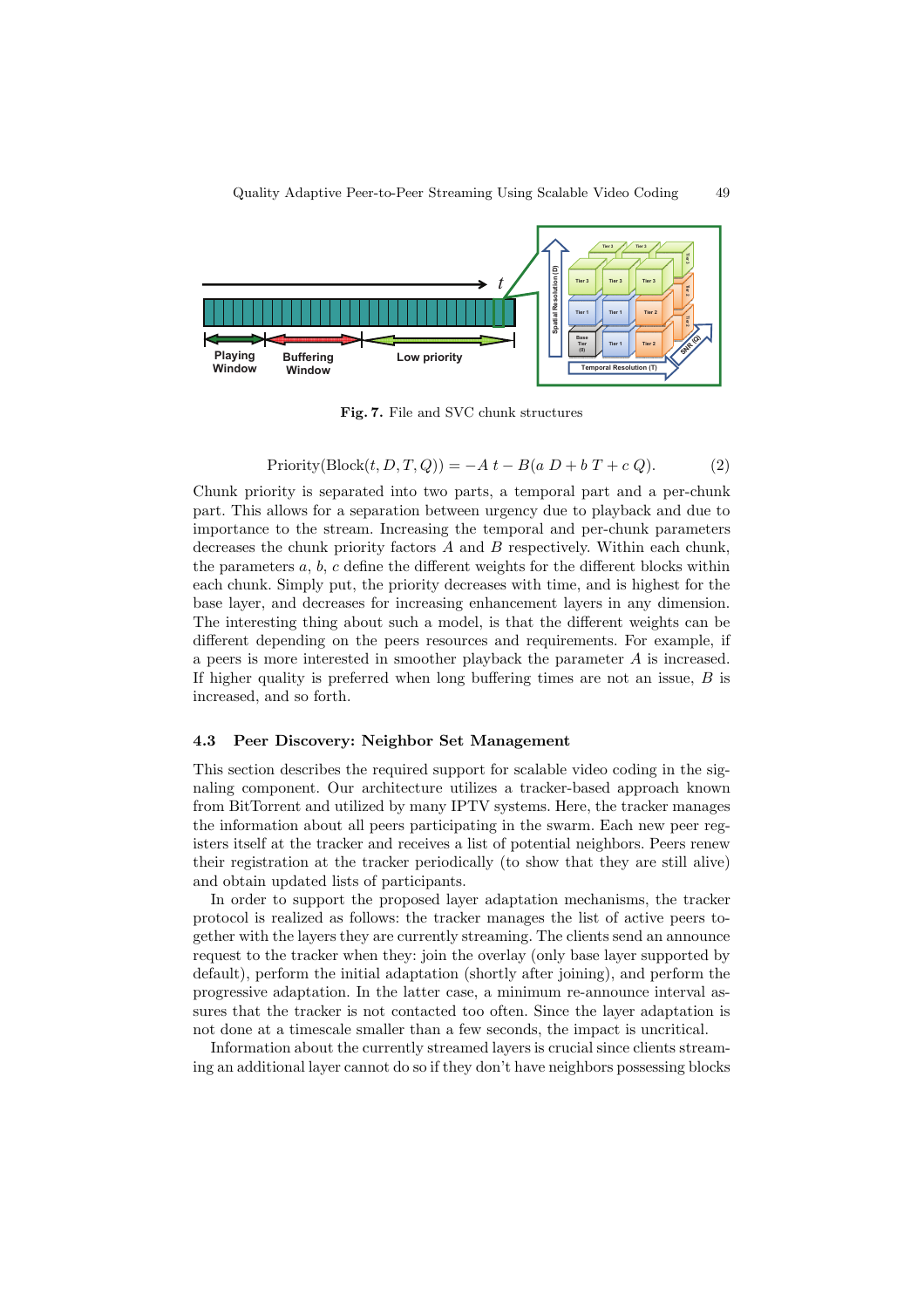Playing Window

Buffering Window

Low priority

$t$

Spatial Resolution (D)

Temporal Resolution (T)

SNR (Q)

Base Tier (0)

Tier 1

Tier 2

Tier 3

**Fig. 7.** File and SVC chunk structures

$$\text{Priority}(\text{Block}(t, D, T, Q)) = -A\,t - B(a\,D + b\,T + c\,Q). \tag{2}$$

Chunk priority is separated into two parts, a temporal part and a per-chunk part. This allows for a separation between urgency due to playback and due to importance to the stream. Increasing the temporal and per-chunk parameters decreases the chunk priority factors $A$ and $B$ respectively. Within each chunk, the parameters $a$, $b$, $c$ define the different weights for the different blocks within each chunk. Simply put, the priority decreases with time, and is highest for the base layer, and decreases for increasing enhancement layers in any dimension. The interesting thing about such a model, is that the different weights can be different depending on the peers resources and requirements. For example, if a peers is more interested in smoother playback the parameter $A$ is increased. If higher quality is preferred when long buffering times are not an issue, $B$ is increased, and so forth.

### 4.3 Peer Discovery: Neighbor Set Management

This section describes the required support for scalable video coding in the signaling component. Our architecture utilizes a tracker-based approach known from BitTorrent and utilized by many IPTV systems. Here, the tracker manages the information about all peers participating in the swarm. Each new peer registers itself at the tracker and receives a list of potential neighbors. Peers renew their registration at the tracker periodically (to show that they are still alive) and obtain updated lists of participants.

In order to support the proposed layer adaptation mechanisms, the tracker protocol is realized as follows: the tracker manages the list of active peers together with the layers they are currently streaming. The clients send an announce request to the tracker when they: join the overlay (only base layer supported by default), perform the initial adaptation (shortly after joining), and perform the progressive adaptation. In the latter case, a minimum re-announce interval assures that the tracker is not contacted too often. Since the layer adaptation is not done at a timescale smaller than a few seconds, the impact is uncritical.

Information about the currently streamed layers is crucial since clients streaming an additional layer cannot do so if they don't have neighbors possessing blocks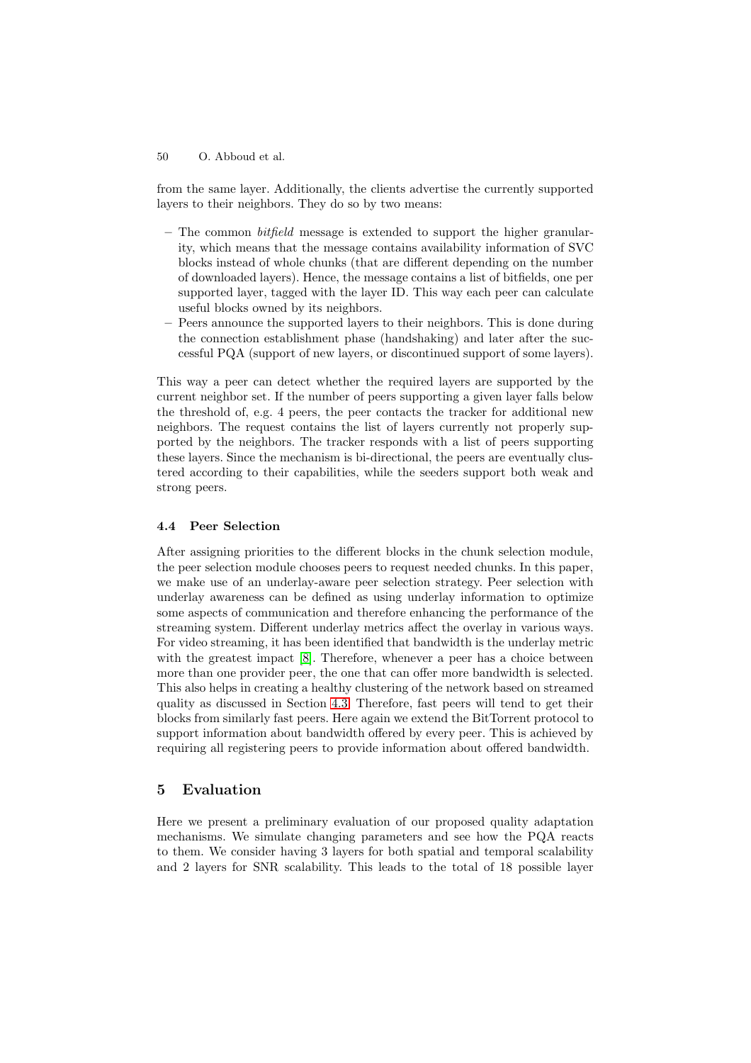from the same layer. Additionally, the clients advertise the currently supported layers to their neighbors. They do so by two means:

- The common *bitfield* message is extended to support the higher granularity, which means that the message contains availability information of SVC blocks instead of whole chunks (that are different depending on the number of downloaded layers). Hence, the message contains a list of bitfields, one per supported layer, tagged with the layer ID. This way each peer can calculate useful blocks owned by its neighbors.
- Peers announce the supported layers to their neighbors. This is done during the connection establishment phase (handshaking) and later after the successful PQA (support of new layers, or discontinued support of some layers).

This way a peer can detect whether the required layers are supported by the current neighbor set. If the number of peers supporting a given layer falls below the threshold of, e.g. 4 peers, the peer contacts the tracker for additional new neighbors. The request contains the list of layers currently not properly supported by the neighbors. The tracker responds with a list of peers supporting these layers. Since the mechanism is bi-directional, the peers are eventually clustered according to their capabilities, while the seeders support both weak and strong peers.

### 4.4 Peer Selection

After assigning priorities to the different blocks in the chunk selection module, the peer selection module chooses peers to request needed chunks. In this paper, we make use of an underlay-aware peer selection strategy. Peer selection with underlay awareness can be defined as using underlay information to optimize some aspects of communication and therefore enhancing the performance of the streaming system. Different underlay metrics affect the overlay in various ways. For video streaming, it has been identified that bandwidth is the underlay metric with the greatest impact [8]. Therefore, whenever a peer has a choice between more than one provider peer, the one that can offer more bandwidth is selected. This also helps in creating a healthy clustering of the network based on streamed quality as discussed in Section 4.3. Therefore, fast peers will tend to get their blocks from similarly fast peers. Here again we extend the BitTorrent protocol to support information about bandwidth offered by every peer. This is achieved by requiring all registering peers to provide information about offered bandwidth.

## 5 Evaluation

Here we present a preliminary evaluation of our proposed quality adaptation mechanisms. We simulate changing parameters and see how the PQA reacts to them. We consider having 3 layers for both spatial and temporal scalability and 2 layers for SNR scalability. This leads to the total of 18 possible layer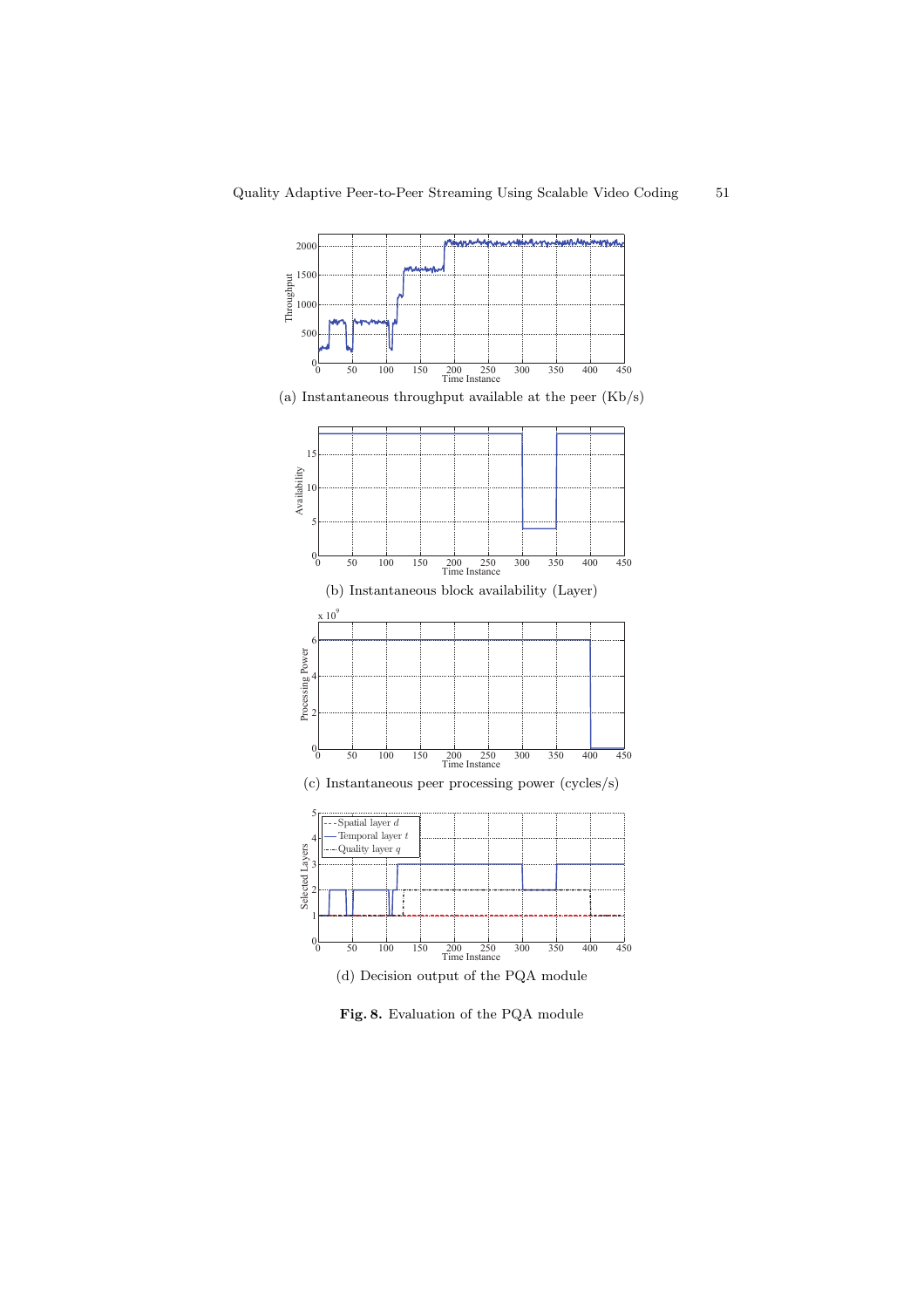(a) Instantaneous throughput available at the peer (Kb/s)

(b) Instantaneous block availability (Layer)

(c) Instantaneous peer processing power (cycles/s)

(d) Decision output of the PQA module

**Fig. 8.** Evaluation of the PQA module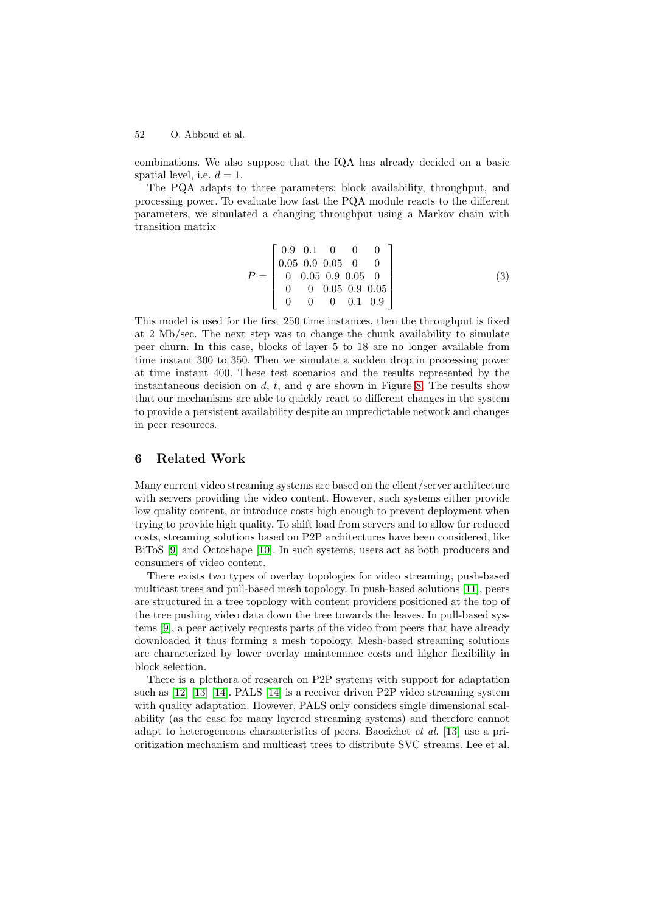combinations. We also suppose that the IQA has already decided on a basic spatial level, i.e. $d = 1$.

The PQA adapts to three parameters: block availability, throughput, and processing power. To evaluate how fast the PQA module reacts to the different parameters, we simulated a changing throughput using a Markov chain with transition matrix

$$P = \begin{bmatrix} 0.9 & 0.1 & 0 & 0 & 0 \\ 0.05 & 0.9 & 0.05 & 0 & 0 \\ 0 & 0.05 & 0.9 & 0.05 & 0 \\ 0 & 0 & 0.05 & 0.9 & 0.05 \\ 0 & 0 & 0 & 0.1 & 0.9 \end{bmatrix} \tag{3}$$

This model is used for the first 250 time instances, then the throughput is fixed at 2 Mb/sec. The next step was to change the chunk availability to simulate peer churn. In this case, blocks of layer 5 to 18 are no longer available from time instant 300 to 350. Then we simulate a sudden drop in processing power at time instant 400. These test scenarios and the results represented by the instantaneous decision on $d$, $t$, and $q$ are shown in Figure 8. The results show that our mechanisms are able to quickly react to different changes in the system to provide a persistent availability despite an unpredictable network and changes in peer resources.

## 6 Related Work

Many current video streaming systems are based on the client/server architecture with servers providing the video content. However, such systems either provide low quality content, or introduce costs high enough to prevent deployment when trying to provide high quality. To shift load from servers and to allow for reduced costs, streaming solutions based on P2P architectures have been considered, like BiToS [9] and Octoshape [10]. In such systems, users act as both producers and consumers of video content.

There exists two types of overlay topologies for video streaming, push-based multicast trees and pull-based mesh topology. In push-based solutions [11], peers are structured in a tree topology with content providers positioned at the top of the tree pushing video data down the tree towards the leaves. In pull-based systems [9], a peer actively requests parts of the video from peers that have already downloaded it thus forming a mesh topology. Mesh-based streaming solutions are characterized by lower overlay maintenance costs and higher flexibility in block selection.

There is a plethora of research on P2P systems with support for adaptation such as [12] [13] [14]. PALS [14] is a receiver driven P2P video streaming system with quality adaptation. However, PALS only considers single dimensional scalability (as the case for many layered streaming systems) and therefore cannot adapt to heterogeneous characteristics of peers. Baccichet *et al.* [13] use a prioritization mechanism and multicast trees to distribute SVC streams. Lee et al.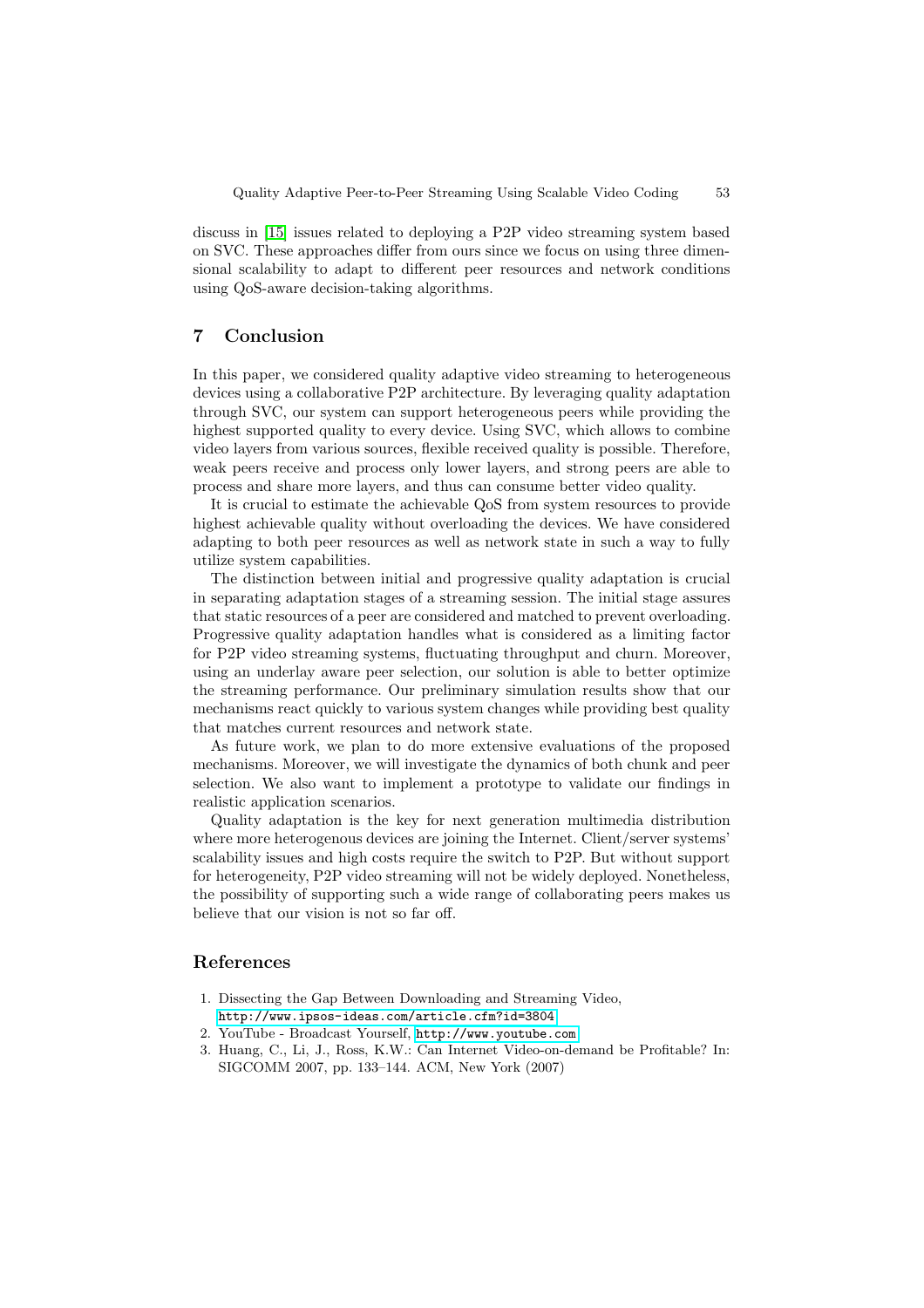discuss in [15] issues related to deploying a P2P video streaming system based on SVC. These approaches differ from ours since we focus on using three dimensional scalability to adapt to different peer resources and network conditions using QoS-aware decision-taking algorithms.

## 7 Conclusion

In this paper, we considered quality adaptive video streaming to heterogeneous devices using a collaborative P2P architecture. By leveraging quality adaptation through SVC, our system can support heterogeneous peers while providing the highest supported quality to every device. Using SVC, which allows to combine video layers from various sources, flexible received quality is possible. Therefore, weak peers receive and process only lower layers, and strong peers are able to process and share more layers, and thus can consume better video quality.

It is crucial to estimate the achievable QoS from system resources to provide highest achievable quality without overloading the devices. We have considered adapting to both peer resources as well as network state in such a way to fully utilize system capabilities.

The distinction between initial and progressive quality adaptation is crucial in separating adaptation stages of a streaming session. The initial stage assures that static resources of a peer are considered and matched to prevent overloading. Progressive quality adaptation handles what is considered as a limiting factor for P2P video streaming systems, fluctuating throughput and churn. Moreover, using an underlay aware peer selection, our solution is able to better optimize the streaming performance. Our preliminary simulation results show that our mechanisms react quickly to various system changes while providing best quality that matches current resources and network state.

As future work, we plan to do more extensive evaluations of the proposed mechanisms. Moreover, we will investigate the dynamics of both chunk and peer selection. We also want to implement a prototype to validate our findings in realistic application scenarios.

Quality adaptation is the key for next generation multimedia distribution where more heterogenous devices are joining the Internet. Client/server systems' scalability issues and high costs require the switch to P2P. But without support for heterogeneity, P2P video streaming will not be widely deployed. Nonetheless, the possibility of supporting such a wide range of collaborating peers makes us believe that our vision is not so far off.

## References

1. Dissecting the Gap Between Downloading and Streaming Video, http://www.ipsos-ideas.com/article.cfm?id=3804
2. YouTube - Broadcast Yourself, http://www.youtube.com
3. Huang, C., Li, J., Ross, K.W.: Can Internet Video-on-demand be Profitable? In: SIGCOMM 2007, pp. 133–144. ACM, New York (2007)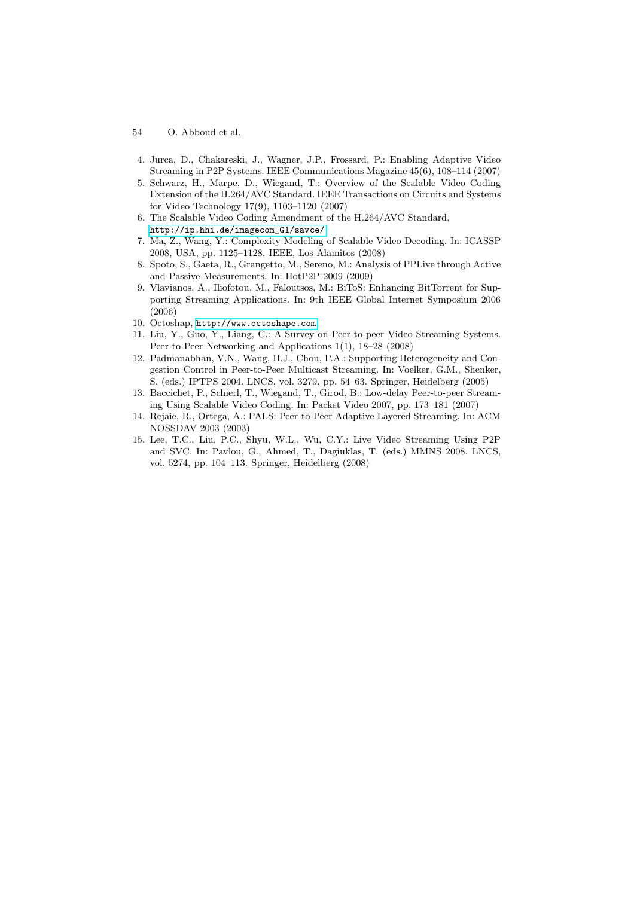4. Jurca, D., Chakareski, J., Wagner, J.P., Frossard, P.: Enabling Adaptive Video Streaming in P2P Systems. IEEE Communications Magazine 45(6), 108–114 (2007)
5. Schwarz, H., Marpe, D., Wiegand, T.: Overview of the Scalable Video Coding Extension of the H.264/AVC Standard. IEEE Transactions on Circuits and Systems for Video Technology 17(9), 1103–1120 (2007)
6. The Scalable Video Coding Amendment of the H.264/AVC Standard, http://ip.hhi.de/imagecom_G1/savce/
7. Ma, Z., Wang, Y.: Complexity Modeling of Scalable Video Decoding. In: ICASSP 2008, USA, pp. 1125–1128. IEEE, Los Alamitos (2008)
8. Spoto, S., Gaeta, R., Grangetto, M., Sereno, M.: Analysis of PPLive through Active and Passive Measurements. In: HotP2P 2009 (2009)
9. Vlavianos, A., Iliofotou, M., Faloutsos, M.: BiToS: Enhancing BitTorrent for Supporting Streaming Applications. In: 9th IEEE Global Internet Symposium 2006 (2006)
10. Octoshap, http://www.octoshape.com
11. Liu, Y., Guo, Y., Liang, C.: A Survey on Peer-to-peer Video Streaming Systems. Peer-to-Peer Networking and Applications 1(1), 18–28 (2008)
12. Padmanabhan, V.N., Wang, H.J., Chou, P.A.: Supporting Heterogeneity and Congestion Control in Peer-to-Peer Multicast Streaming. In: Voelker, G.M., Shenker, S. (eds.) IPTPS 2004. LNCS, vol. 3279, pp. 54–63. Springer, Heidelberg (2005)
13. Baccichet, P., Schierl, T., Wiegand, T., Girod, B.: Low-delay Peer-to-peer Streaming Using Scalable Video Coding. In: Packet Video 2007, pp. 173–181 (2007)
14. Rejaie, R., Ortega, A.: PALS: Peer-to-Peer Adaptive Layered Streaming. In: ACM NOSSDAV 2003 (2003)
15. Lee, T.C., Liu, P.C., Shyu, W.L., Wu, C.Y.: Live Video Streaming Using P2P and SVC. In: Pavlou, G., Ahmed, T., Dagiuklas, T. (eds.) MMNS 2008. LNCS, vol. 5274, pp. 104–113. Springer, Heidelberg (2008)